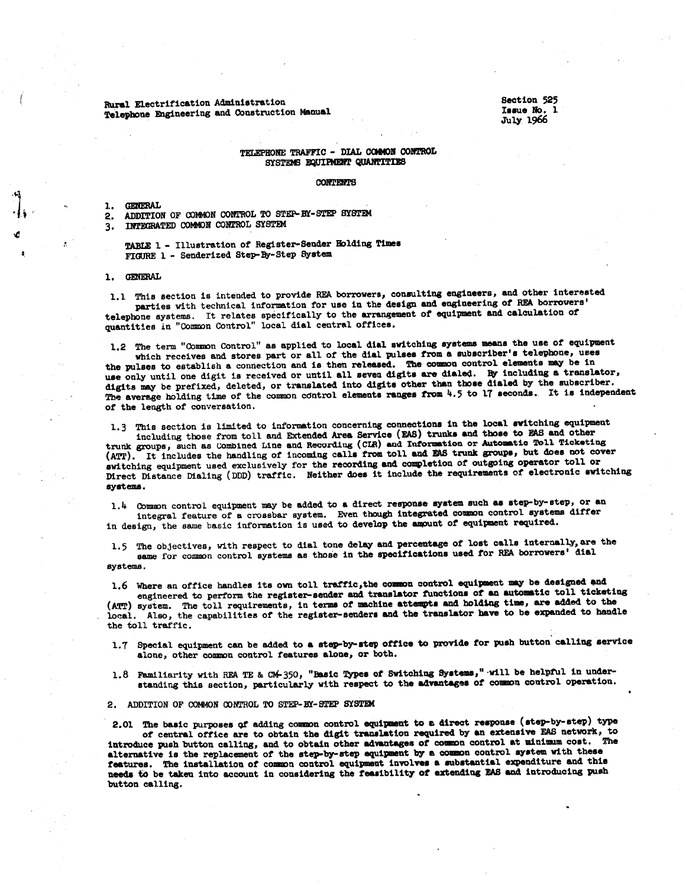Rural Electrification Administration
Telephone Engineering and Construction Manual

Section 525
Issue No. 1
July 1966

# TELEPHONE TRAFFIC - DIAL COMMON CONTROL SYSTEMS EQUIPMENT QUANTITIES

## CONTENTS

1. GENERAL
2. ADDITION OF COMMON CONTROL TO STEP-BY-STEP SYSTEM
3. INTEGRATED COMMON CONTROL SYSTEM

TABLE 1 - Illustration of Register-Sender Holding Times
FIGURE 1 - Senderized Step-By-Step System

## 1. GENERAL

1.1 This section is intended to provide REA borrowers, consulting engineers, and other interested parties with technical information for use in the design and engineering of REA borrowers' telephone systems. It relates specifically to the arrangement of equipment and calculation of quantities in "Common Control" local dial central offices.

1.2 The term "Common Control" as applied to local dial switching systems means the use of equipment which receives and stores part or all of the dial pulses from a subscriber's telephone, uses the pulses to establish a connection and is then released. The common control elements may be in use only until one digit is received or until all seven digits are dialed. By including a translator, digits may be prefixed, deleted, or translated into digits other than those dialed by the subscriber. The average holding time of the common control elements ranges from 4.5 to 17 seconds. It is independent of the length of conversation.

1.3 This section is limited to information concerning connections in the local switching equipment including those from toll and Extended Area Service (EAS) trunks and those to EAS and other trunk groups, such as Combined Line and Recording (CLR) and Information or Automatic Toll Ticketing (ATT). It includes the handling of incoming calls from toll and EAS trunk groups, but does not cover switching equipment used exclusively for the recording and completion of outgoing operator toll or Direct Distance Dialing (DDD) traffic. Neither does it include the requirements of electronic switching systems.

1.4 Common control equipment may be added to a direct response system such as step-by-step, or an integral feature of a crossbar system. Even though integrated common control systems differ in design, the same basic information is used to develop the amount of equipment required.

1.5 The objectives, with respect to dial tone delay and percentage of lost calls internally, are the same for common control systems as those in the specifications used for REA borrowers' dial systems.

1.6 Where an office handles its own toll traffic, the common control equipment may be designed and engineered to perform the register-sender and translator functions of an automatic toll ticketing (ATT) system. The toll requirements, in terms of machine attempts and holding time, are added to the local. Also, the capabilities of the register-senders and the translator have to be expanded to handle the toll traffic.

1.7 Special equipment can be added to a step-by-step office to provide for push button calling service alone, other common control features alone, or both.

1.8 Familiarity with REA TE & CM-350, "Basic Types of Switching Systems," will be helpful in understanding this section, particularly with respect to the advantages of common control operation.

## 2. ADDITION OF COMMON CONTROL TO STEP-BY-STEP SYSTEM

2.01 The basic purposes of adding common control equipment to a direct response (step-by-step) type of central office are to obtain the digit translation required by an extensive EAS network, to introduce push button calling, and to obtain other advantages of common control at minimum cost. The alternative is the replacement of the step-by-step equipment by a common control system with these features. The installation of common control equipment involves a substantial expenditure and this needs to be taken into account in considering the feasibility of extending EAS and introducing push button calling.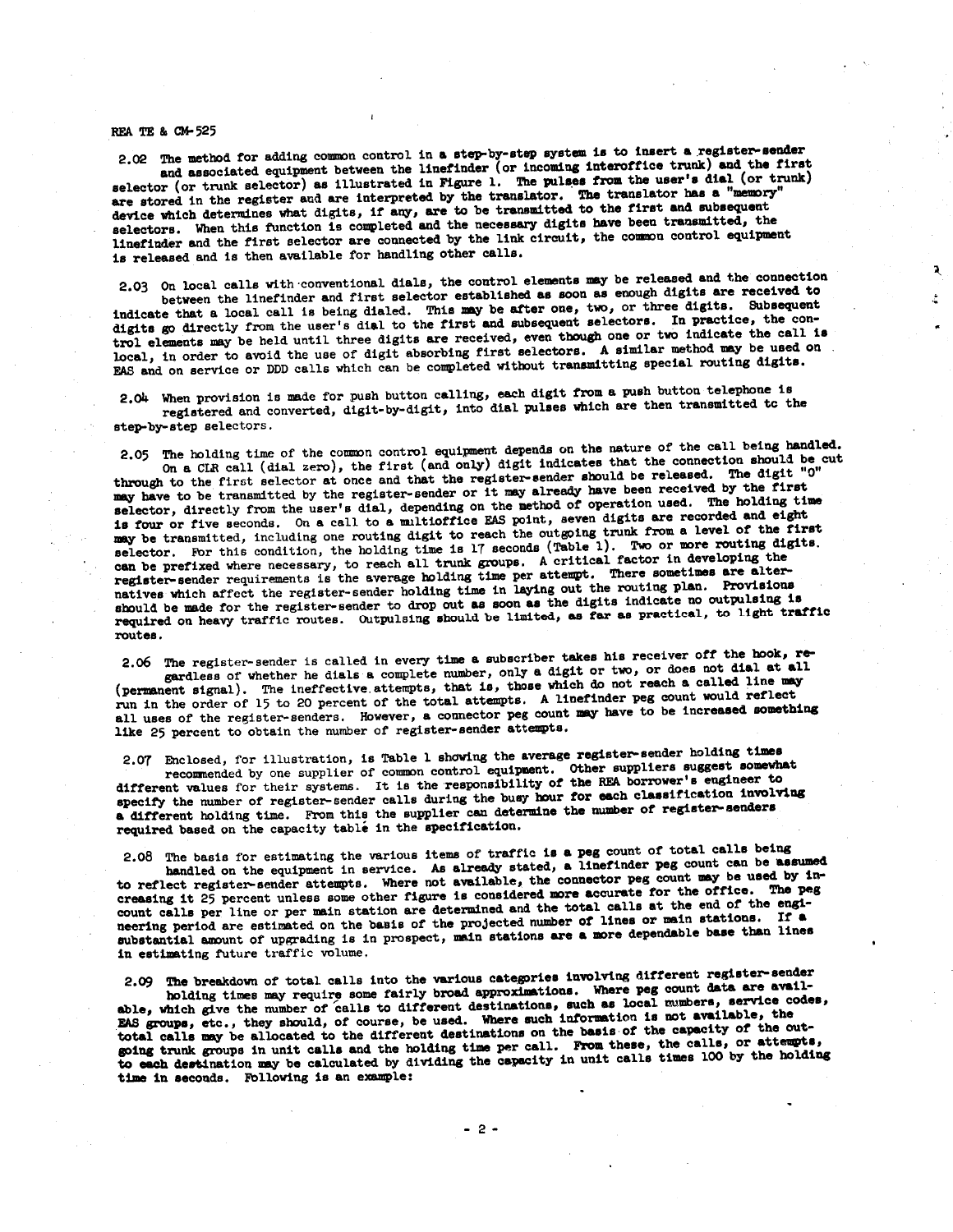2.02 The method for adding common control in a step-by-step system is to insert a register-sender and associated equipment between the linefinder (or incoming interoffice trunk) and the first selector (or trunk selector) as illustrated in Figure 1. The pulses from the user's dial (or trunk) are stored in the register and are interpreted by the translator. The translator has a "memory" device which determines what digits, if any, are to be transmitted to the first and subsequent selectors. When this function is completed and the necessary digits have been transmitted, the linefinder and the first selector are connected by the link circuit, the common control equipment is released and is then available for handling other calls.

2.03 On local calls with conventional dials, the control elements may be released and the connection between the linefinder and first selector established as soon as enough digits are received to indicate that a local call is being dialed. This may be after one, two, or three digits. Subsequent digits go directly from the user's dial to the first and subsequent selectors. In practice, the control elements may be held until three digits are received, even though one or two indicate the call is local, in order to avoid the use of digit absorbing first selectors. A similar method may be used on EAS and on service or DDD calls which can be completed without transmitting special routing digits.

2.04 When provision is made for push button calling, each digit from a push button telephone is registered and converted, digit-by-digit, into dial pulses which are then transmitted to the step-by-step selectors.

2.05 The holding time of the common control equipment depends on the nature of the call being handled. On a CLR call (dial zero), the first (and only) digit indicates that the connection should be cut through to the first selector at once and that the register-sender should be released. The digit "0" may have to be transmitted by the register-sender or it may already have been received by the first selector, directly from the user's dial, depending on the method of operation used. The holding time is four or five seconds. On a call to a multioffice EAS point, seven digits are recorded and eight may be transmitted, including one routing digit to reach the outgoing trunk from a level of the first selector. For this condition, the holding time is 17 seconds (Table 1). Two or more routing digits can be prefixed where necessary, to reach all trunk groups. A critical factor in developing the register-sender requirements is the average holding time per attempt. There sometimes are alternatives which affect the register-sender holding time in laying out the routing plan. Provisions should be made for the register-sender to drop out as soon as the digits indicate no outpulsing is required on heavy traffic routes. Outpulsing should be limited, as far as practical, to light traffic routes.

2.06 The register-sender is called in every time a subscriber takes his receiver off the hook, regardless of whether he dials a complete number, only a digit or two, or does not dial at all (permanent signal). The ineffective attempts, that is, those which do not reach a called line may run in the order of 15 to 20 percent of the total attempts. A linefinder peg count would reflect all uses of the register-senders. However, a connector peg count may have to be increased something like 25 percent to obtain the number of register-sender attempts.

2.07 Enclosed, for illustration, is Table 1 showing the average register-sender holding times recommended by one supplier of common control equipment. Other suppliers suggest somewhat different values for their systems. It is the responsibility of the REA borrower's engineer to specify the number of register-sender calls during the busy hour for each classification involving a different holding time. From this the supplier can determine the number of register-senders required based on the capacity table in the specification.

2.08 The basis for estimating the various items of traffic is a peg count of total calls being handled on the equipment in service. As already stated, a linefinder peg count can be assumed to reflect register-sender attempts. Where not available, the connector peg count may be used by increasing it 25 percent unless some other figure is considered more accurate for the office. The peg count calls per line or per main station are determined and the total calls at the end of the engineering period are estimated on the basis of the projected number of lines or main stations. If a substantial amount of upgrading is in prospect, main stations are a more dependable base than lines in estimating future traffic volume.

2.09 The breakdown of total calls into the various categories involving different register-sender holding times may require some fairly broad approximations. Where peg count data are available, which give the number of calls to different destinations, such as local numbers, service codes, EAS groups, etc., they should, of course, be used. Where such information is not available, the total calls may be allocated to the different destinations on the basis of the capacity of the outgoing trunk groups in unit calls and the holding time per call. From these, the calls, or attempts, to each destination may be calculated by dividing the capacity in unit calls times 100 by the holding time in seconds. Following is an example: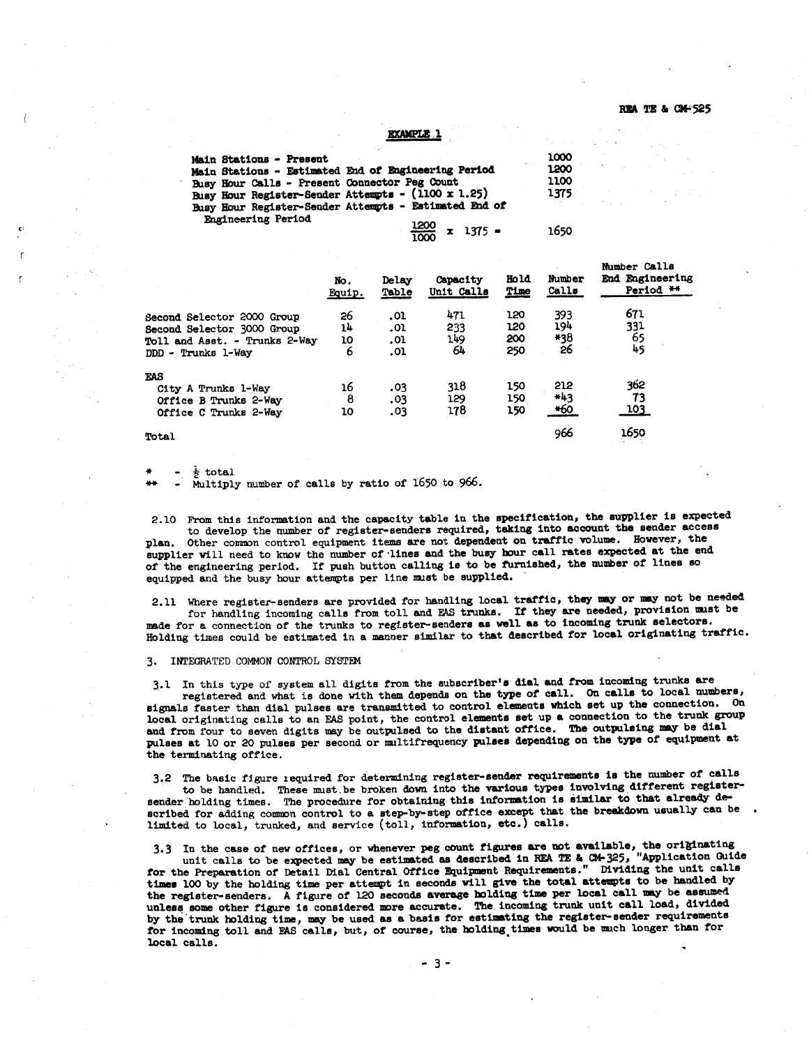## EXAMPLE 1

| | |
|---|---|
| Main Stations - Present | 1000 |
| Main Stations - Estimated End of Engineering Period | 1200 |
| Busy Hour Calls - Present Connector Peg Count | 1100 |
| Busy Hour Register-Sender Attempts - (1100 x 1.25) | 1375 |
| Busy Hour Register-Sender Attempts - Estimated End of Engineering Period $\frac{1200}{1000}$ x 1375 = | 1650 |

| | No. Equip. | Delay Table | Capacity Unit Calls | Hold Time | Number Calls | Number Calls End Engineering Period ** |
|---|---|---|---|---|---|---|
| Second Selector 2000 Group | 26 | .01 | 471 | 120 | 393 | 671 |
| Second Selector 3000 Group | 14 | .01 | 233 | 120 | 194 | 331 |
| Toll and Asst. - Trunks 2-Way | 10 | .01 | 149 | 200 | *38 | 65 |
| DDD - Trunks 1-Way | 6 | .01 | 64 | 250 | 26 | 45 |
| EAS | | | | | | |
| City A Trunks 1-Way | 16 | .03 | 318 | 150 | 212 | 362 |
| Office B Trunks 2-Way | 8 | .03 | 129 | 150 | *43 | 73 |
| Office C Trunks 2-Way | 10 | .03 | 178 | 150 | *60 | 103 |
| Total | | | | | 966 | 1650 |

\* - ½ total
\** - Multiply number of calls by ratio of 1650 to 966.

2.10 From this information and the capacity table in the specification, the supplier is expected to develop the number of register-senders required, taking into account the sender access plan. Other common control equipment items are not dependent on traffic volume. However, the supplier will need to know the number of lines and the busy hour call rates expected at the end of the engineering period. If push button calling is to be furnished, the number of lines so equipped and the busy hour attempts per line must be supplied.

2.11 Where register-senders are provided for handling local traffic, they may or may not be needed for handling incoming calls from toll and EAS trunks. If they are needed, provision must be made for a connection of the trunks to register-senders as well as to incoming trunk selectors. Holding times could be estimated in a manner similar to that described for local originating traffic.

## 3. INTEGRATED COMMON CONTROL SYSTEM

3.1 In this type of system all digits from the subscriber's dial and from incoming trunks are registered and what is done with them depends on the type of call. On calls to local numbers, signals faster than dial pulses are transmitted to control elements which set up the connection. On local originating calls to an EAS point, the control elements set up a connection to the trunk group and from four to seven digits may be outpulsed to the distant office. The outpulsing may be dial pulses at 10 or 20 pulses per second or multifrequency pulses depending on the type of equipment at the terminating office.

3.2 The basic figure required for determining register-sender requirements is the number of calls to be handled. These must be broken down into the various types involving different register-sender holding times. The procedure for obtaining this information is similar to that already described for adding common control to a step-by-step office except that the breakdown usually can be limited to local, trunked, and service (toll, information, etc.) calls.

3.3 In the case of new offices, or whenever peg count figures are not available, the originating unit calls to be expected may be estimated as described in REA TE & CM-325, "Application Guide for the Preparation of Detail Dial Central Office Equipment Requirements." Dividing the unit calls times 100 by the holding time per attempt in seconds will give the total attempts to be handled by the register-senders. A figure of 120 seconds average holding time per local call may be assumed unless some other figure is considered more accurate. The incoming trunk unit call load, divided by the trunk holding time, may be used as a basis for estimating the register-sender requirements for incoming toll and EAS calls, but, of course, the holding times would be much longer than for local calls.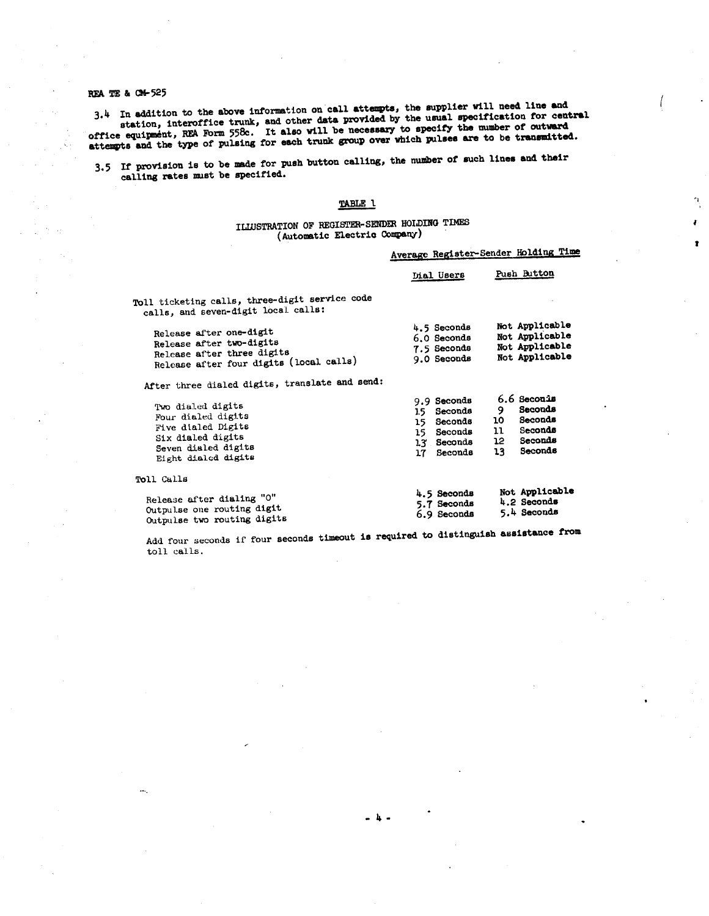3.4 In addition to the above information on call attempts, the supplier will need line and station, interoffice trunk, and other data provided by the usual specification for central office equipment, REA Form 558c. It also will be necessary to specify the number of outward attempts and the type of pulsing for each trunk group over which pulses are to be transmitted.

3.5 If provision is to be made for push button calling, the number of such lines and their calling rates must be specified.

## TABLE 1

### ILLUSTRATION OF REGISTER-SENDER HOLDING TIMES (Automatic Electric Company)

| | Average Register-Sender Holding Time | |
|---|---|---|
| | Dial Users | Push Button |
| **Toll ticketing calls, three-digit service code calls, and seven-digit local calls:** | | |
| Release after one-digit | 4.5 Seconds | Not Applicable |
| Release after two-digits | 6.0 Seconds | Not Applicable |
| Release after three digits | 7.5 Seconds | Not Applicable |
| Release after four digits (local calls) | 9.0 Seconds | Not Applicable |
| **After three dialed digits, translate and send:** | | |
| Two dialed digits | 9.9 Seconds | 6.6 Seconds |
| Four dialed digits | 15 Seconds | 9 Seconds |
| Five dialed Digits | 15 Seconds | 10 Seconds |
| Six dialed digits | 15 Seconds | 11 Seconds |
| Seven dialed digits | 13 Seconds | 12 Seconds |
| Eight dialed digits | 17 Seconds | 13 Seconds |
| **Toll Calls** | | |
| Release after dialing "0" | 4.5 Seconds | Not Applicable |
| Outpulse one routing digit | 5.7 Seconds | 4.2 Seconds |
| Outpulse two routing digits | 6.9 Seconds | 5.4 Seconds |

Add four seconds if four seconds timeout is required to distinguish assistance from toll calls.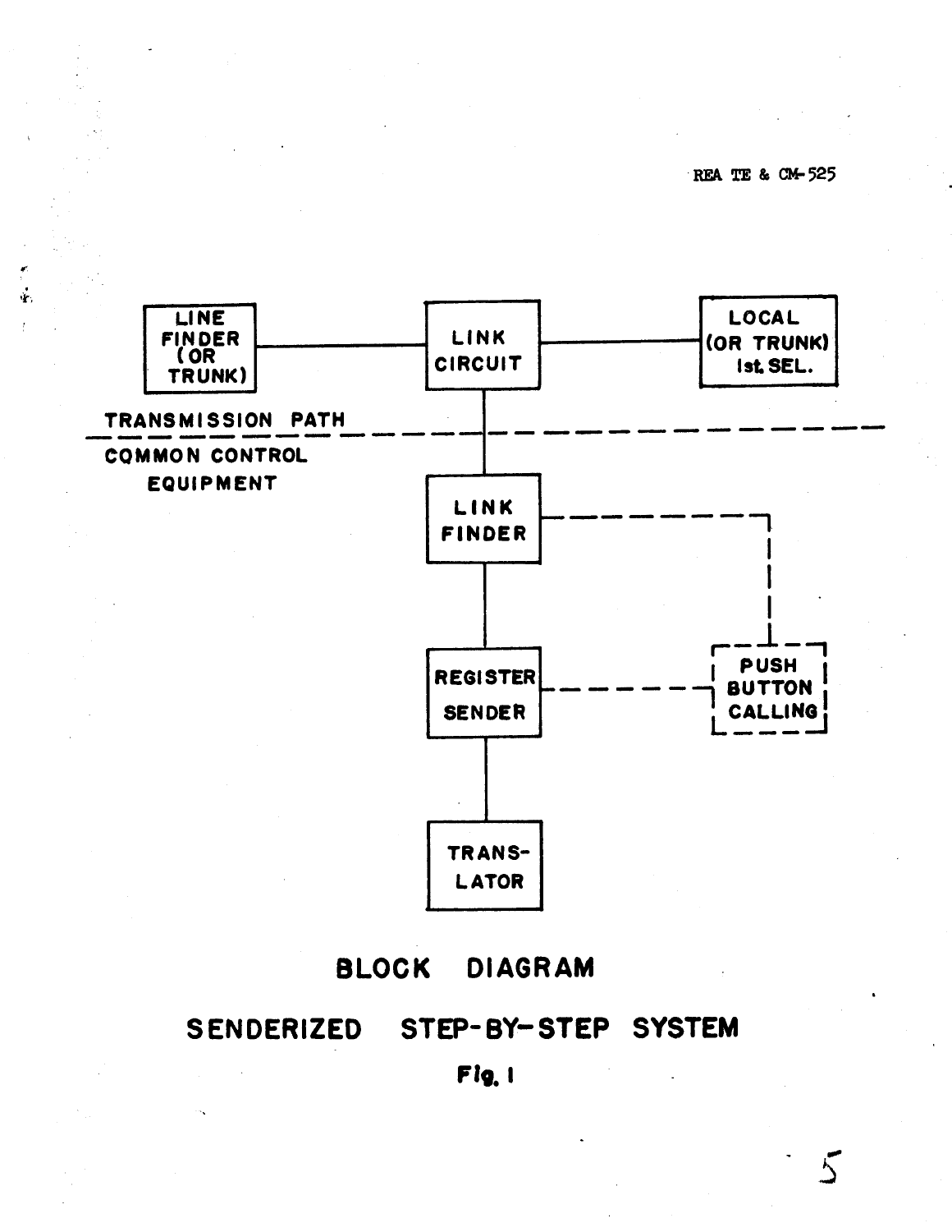REA TE & CM-525

LINE FINDER (OR TRUNK)

LINK CIRCUIT

LOCAL (OR TRUNK) 1st. SEL.

TRANSMISSION PATH

COMMON CONTROL EQUIPMENT

LINK FINDER

REGISTER SENDER

PUSH BUTTON CALLING

TRANS-LATOR

BLOCK DIAGRAM

SENDERIZED STEP-BY-STEP SYSTEM

Fig. 1